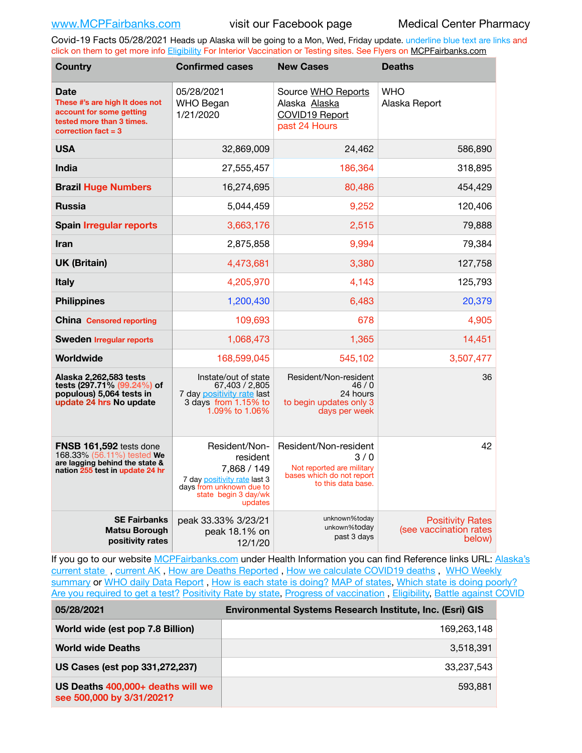www.MCPFairbanks.com visit our Facebook page Medical Center Pharmacy

Covid-19 Facts 05/28/2021 Heads up Alaska will be going to a Mon, Wed, Friday update. underline blue text are links and click on them to get more info Eligibility For Interior Vaccination or Testing sites. See Flyers on MCPFairbanks.com

| Country | Confirmed cases | New Cases | Deaths |
|---|---|---|---|
| **Date** These #'s are high It does not account for some getting tested more than 3 times. correction fact = 3 | 05/28/2021 WHO Began 1/21/2020 | Source WHO Reports Alaska Alaska COVID19 Report past 24 Hours | WHO Alaska Report |
| **USA** | 32,869,009 | 24,462 | 586,890 |
| **India** | 27,555,457 | 186,364 | 318,895 |
| **Brazil Huge Numbers** | 16,274,695 | 80,486 | 454,429 |
| **Russia** | 5,044,459 | 9,252 | 120,406 |
| **Spain Irregular reports** | 3,663,176 | 2,515 | 79,888 |
| **Iran** | 2,875,858 | 9,994 | 79,384 |
| **UK (Britain)** | 4,473,681 | 3,380 | 127,758 |
| **Italy** | 4,205,970 | 4,143 | 125,793 |
| **Philippines** | 1,200,430 | 6,483 | 20,379 |
| **China** Censored reporting | 109,693 | 678 | 4,905 |
| **Sweden** Irregular reports | 1,068,473 | 1,365 | 14,451 |
| **Worldwide** | 168,599,045 | 545,102 | 3,507,477 |
| **Alaska 2,262,583 tests tests (297.71% (99.24%) of populous) 5,064 tests in update 24 hrs No update** | Instate/out of state 67,403 / 2,805 7 day positivity rate last 3 days from 1.15% to 1.09% to 1.06% | Resident/Non-resident 46 / 0 24 hours to begin updates only 3 days per week | 36 |
| **FNSB 161,592** tests done 168.33% (56.11%) tested **We are lagging behind the state & nation 255 test in update 24 hr** | Resident/Non-resident 7,868 / 149 7 day positivity rate last 3 days from unknown due to state begin 3 day/wk updates | Resident/Non-resident 3 / 0 Not reported are military bases which do not report to this data base. | 42 |
| **SE Fairbanks Matsu Borough positivity rates** | peak 33.33% 3/23/21 peak 18.1% on 12/1/20 | unknown%today unkown%today past 3 days | Positivity Rates (see vaccination rates below) |

If you go to our website MCPFairbanks.com under Health Information you can find Reference links URL: Alaska's current state , current AK , How are Deaths Reported , How we calculate COVID19 deaths , WHO Weekly summary or WHO daily Data Report , How is each state is doing? MAP of states, Which state is doing poorly? Are you required to get a test? Positivity Rate by state, Progress of vaccination , Eligibility, Battle against COVID

| 05/28/2021 | Environmental Systems Research Institute, Inc. (Esri) GIS |
|---|---|
| **World wide (est pop 7.8 Billion)** | 169,263,148 |
| **World wide Deaths** | 3,518,391 |
| **US Cases (est pop 331,272,237)** | 33,237,543 |
| **US Deaths 400,000+ deaths will we see 500,000 by 3/31/2021?** | 593,881 |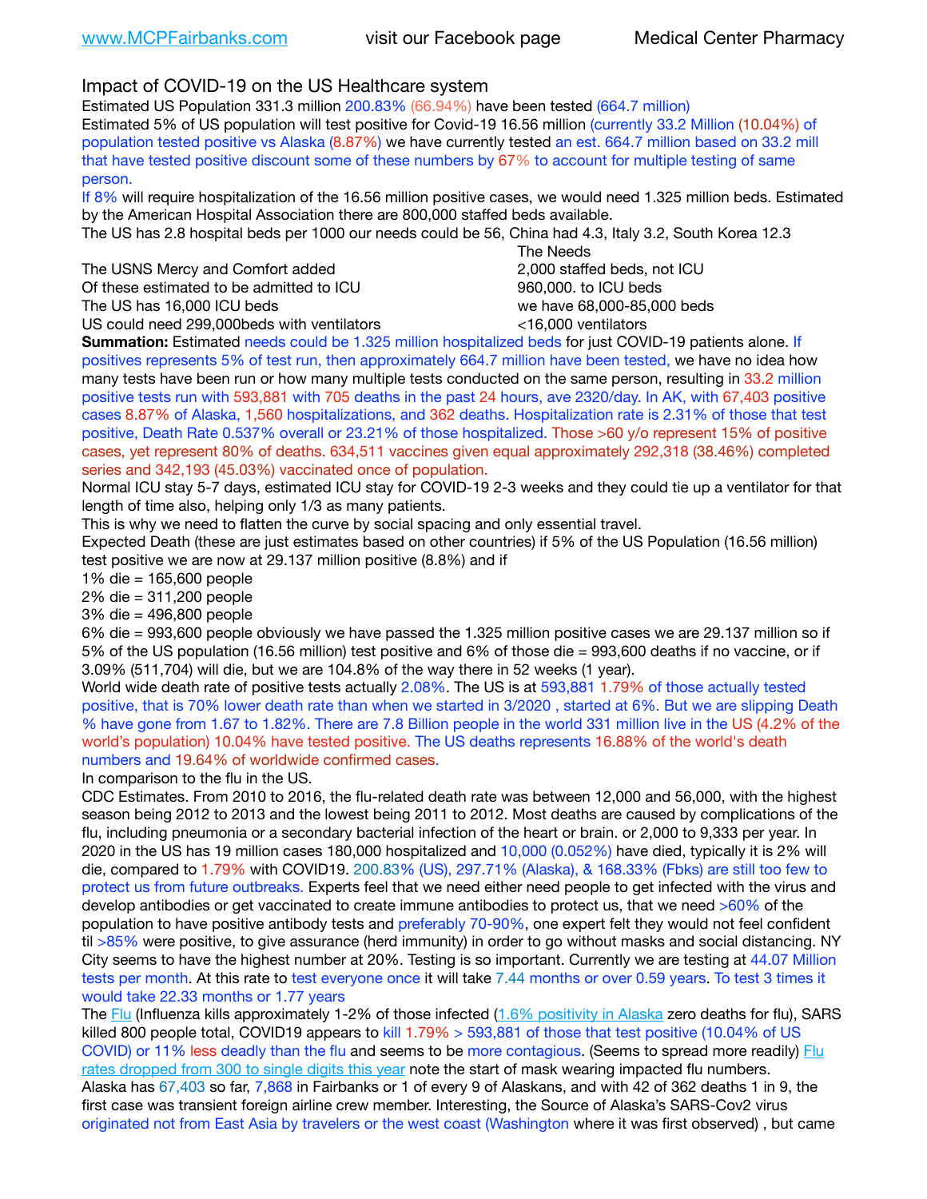www.MCPFairbanks.com visit our Facebook page Medical Center Pharmacy

## Impact of COVID-19 on the US Healthcare system

Estimated US Population 331.3 million 200.83% (66.94%) have been tested (664.7 million)

Estimated 5% of US population will test positive for Covid-19 16.56 million (currently 33.2 Million (10.04%) of population tested positive vs Alaska (8.87%) we have currently tested an est. 664.7 million based on 33.2 mill that have tested positive discount some of these numbers by 67% to account for multiple testing of same person.

If 8% will require hospitalization of the 16.56 million positive cases, we would need 1.325 million beds. Estimated by the American Hospital Association there are 800,000 staffed beds available.

The US has 2.8 hospital beds per 1000 our needs could be 56, China had 4.3, Italy 3.2, South Korea 12.3

| | The Needs |
|---|---|
| The USNS Mercy and Comfort added | 2,000 staffed beds, not ICU |
| Of these estimated to be admitted to ICU | 960,000. to ICU beds |
| The US has 16,000 ICU beds | we have 68,000-85,000 beds |
| US could need 299,000beds with ventilators | <16,000 ventilators |

**Summation:** Estimated needs could be 1.325 million hospitalized beds for just COVID-19 patients alone. If positives represents 5% of test run, then approximately 664.7 million have been tested, we have no idea how many tests have been run or how many multiple tests conducted on the same person, resulting in 33.2 million positive tests run with 593,881 with 705 deaths in the past 24 hours, ave 2320/day. In AK, with 67,403 positive cases 8.87% of Alaska, 1,560 hospitalizations, and 362 deaths. Hospitalization rate is 2.31% of those that test positive, Death Rate 0.537% overall or 23.21% of those hospitalized. Those >60 y/o represent 15% of positive cases, yet represent 80% of deaths. 634,511 vaccines given equal approximately 292,318 (38.46%) completed series and 342,193 (45.03%) vaccinated once of population.

Normal ICU stay 5-7 days, estimated ICU stay for COVID-19 2-3 weeks and they could tie up a ventilator for that length of time also, helping only 1/3 as many patients.

This is why we need to flatten the curve by social spacing and only essential travel.

Expected Death (these are just estimates based on other countries) if 5% of the US Population (16.56 million) test positive we are now at 29.137 million positive (8.8%) and if

1% die = 165,600 people
2% die = 311,200 people
3% die = 496,800 people
6% die = 993,600 people obviously we have passed the 1.325 million positive cases we are 29.137 million so if 5% of the US population (16.56 million) test positive and 6% of those die = 993,600 deaths if no vaccine, or if 3.09% (511,704) will die, but we are 104.8% of the way there in 52 weeks (1 year).

World wide death rate of positive tests actually 2.08%. The US is at 593,881 1.79% of those actually tested positive, that is 70% lower death rate than when we started in 3/2020 , started at 6%. But we are slipping Death % have gone from 1.67 to 1.82%. There are 7.8 Billion people in the world 331 million live in the US (4.2% of the world's population) 10.04% have tested positive. The US deaths represents 16.88% of the world's death numbers and 19.64% of worldwide confirmed cases.

In comparison to the flu in the US.

CDC Estimates. From 2010 to 2016, the flu-related death rate was between 12,000 and 56,000, with the highest season being 2012 to 2013 and the lowest being 2011 to 2012. Most deaths are caused by complications of the flu, including pneumonia or a secondary bacterial infection of the heart or brain. or 2,000 to 9,333 per year. In 2020 in the US has 19 million cases 180,000 hospitalized and 10,000 (0.052%) have died, typically it is 2% will die, compared to 1.79% with COVID19. 200.83% (US), 297.71% (Alaska), & 168.33% (Fbks) are still too few to protect us from future outbreaks. Experts feel that we need either need people to get infected with the virus and develop antibodies or get vaccinated to create immune antibodies to protect us, that we need >60% of the population to have positive antibody tests and preferably 70-90%, one expert felt they would not feel confident til >85% were positive, to give assurance (herd immunity) in order to go without masks and social distancing. NY City seems to have the highest number at 20%. Testing is so important. Currently we are testing at 44.07 Million tests per month. At this rate to test everyone once it will take 7.44 months or over 0.59 years. To test 3 times it would take 22.33 months or 1.77 years

The Flu (Influenza kills approximately 1-2% of those infected (1.6% positivity in Alaska zero deaths for flu), SARS killed 800 people total, COVID19 appears to kill 1.79% > 593,881 of those that test positive (10.04% of US COVID) or 11% less deadly than the flu and seems to be more contagious. (Seems to spread more readily) Flu rates dropped from 300 to single digits this year note the start of mask wearing impacted flu numbers.

Alaska has 67,403 so far, 7,868 in Fairbanks or 1 of every 9 of Alaskans, and with 42 of 362 deaths 1 in 9, the first case was transient foreign airline crew member. Interesting, the Source of Alaska's SARS-Cov2 virus originated not from East Asia by travelers or the west coast (Washington where it was first observed) , but came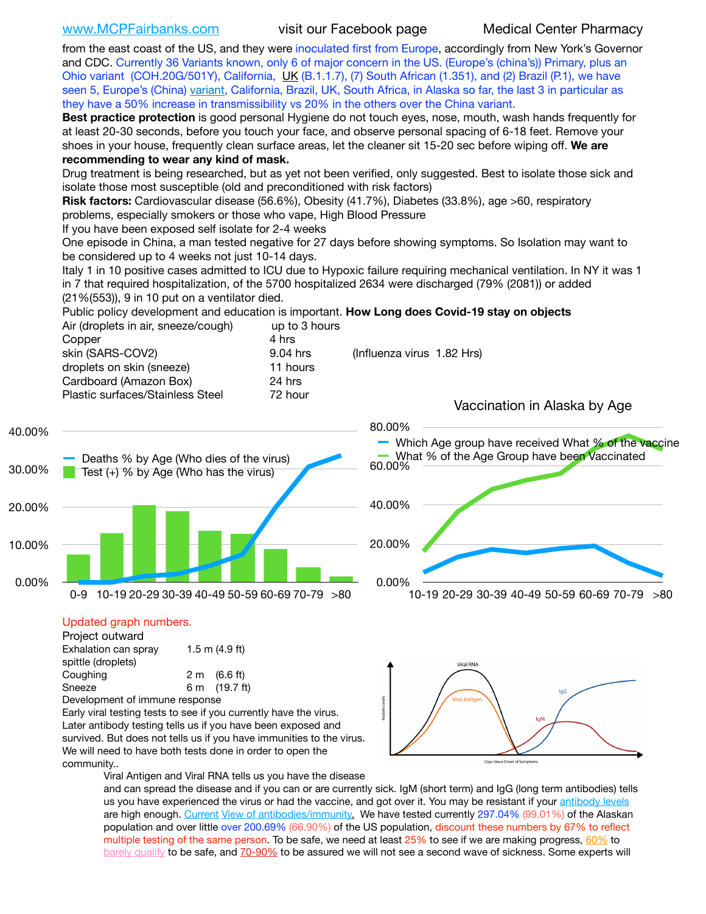from the east coast of the US, and they were inoculated first from Europe, accordingly from New York's Governor and CDC. Currently 36 Variants known, only 6 of major concern in the US. (Europe's (china's)) Primary, plus an Ohio variant (COH.20G/501Y), California, UK (B.1.1.7), (7) South African (1.351), and (2) Brazil (P.1), we have seen 5, Europe's (China) variant, California, Brazil, UK, South Africa, in Alaska so far, the last 3 in particular as they have a 50% increase in transmissibility vs 20% in the others over the China variant.

**Best practice protection** is good personal Hygiene do not touch eyes, nose, mouth, wash hands frequently for at least 20-30 seconds, before you touch your face, and observe personal spacing of 6-18 feet. Remove your shoes in your house, frequently clean surface areas, let the cleaner sit 15-20 sec before wiping off. **We are recommending to wear any kind of mask.**

Drug treatment is being researched, but as yet not been verified, only suggested. Best to isolate those sick and isolate those most susceptible (old and preconditioned with risk factors)

**Risk factors:** Cardiovascular disease (56.6%), Obesity (41.7%), Diabetes (33.8%), age >60, respiratory problems, especially smokers or those who vape, High Blood Pressure

If you have been exposed self isolate for 2-4 weeks

One episode in China, a man tested negative for 27 days before showing symptoms. So Isolation may want to be considered up to 4 weeks not just 10-14 days.

Italy 1 in 10 positive cases admitted to ICU due to Hypoxic failure requiring mechanical ventilation. In NY it was 1 in 7 that required hospitalization, of the 5700 hospitalized 2634 were discharged (79% (2081)) or added (21%(553)), 9 in 10 put on a ventilator died.

Public policy development and education is important. **How Long does Covid-19 stay on objects**

| | | |
|---|---|---|
| Air (droplets in air, sneeze/cough) | up to 3 hours | |
| Copper | 4 hrs | |
| skin (SARS-COV2) | 9.04 hrs | (Influenza virus 1.82 Hrs) |
| droplets on skin (sneeze) | 11 hours | |
| Cardboard (Amazon Box) | 24 hrs | |
| Plastic surfaces/Stainless Steel | 72 hour | |

Vaccination in Alaska by Age

Updated graph numbers.

Project outward

| | |
|---|---|
| Exhalation can spray spittle (droplets) | 1.5 m (4.9 ft) |
| Coughing | 2 m (6.6 ft) |
| Sneeze | 6 m (19.7 ft) |

Development of immune response

Early viral testing tests to see if you currently have the virus. Later antibody testing tells us if you have been exposed and survived. But does not tells us if you have immunities to the virus. We will need to have both tests done in order to open the community..

Viral Antigen and Viral RNA tells us you have the disease and can spread the disease and if you can or are currently sick. IgM (short term) and IgG (long term antibodies) tells us you have experienced the virus or had the vaccine, and got over it. You may be resistant if your antibody levels are high enough. Current View of antibodies/immunity. We have tested currently 297.04% (99.01%) of the Alaskan population and over little over 200.69% (66.90%) of the US population, discount these numbers by 67% to reflect multiple testing of the same person. To be safe, we need at least 25% to see if we are making progress, 60% to barely qualify to be safe, and 70-90% to be assured we will not see a second wave of sickness. Some experts will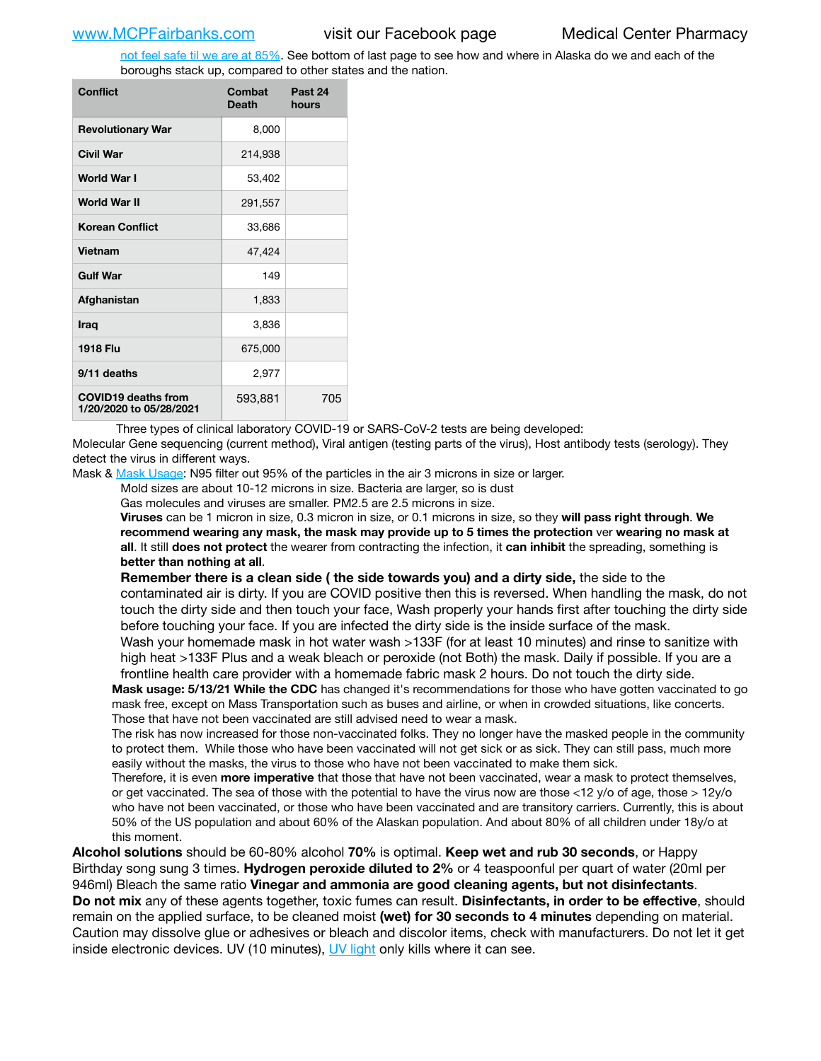not feel safe til we are at 85%. See bottom of last page to see how and where in Alaska do we and each of the boroughs stack up, compared to other states and the nation.

| Conflict | Combat Death | Past 24 hours |
|---|---|---|
| Revolutionary War | 8,000 | |
| Civil War | 214,938 | |
| World War I | 53,402 | |
| World War II | 291,557 | |
| Korean Conflict | 33,686 | |
| Vietnam | 47,424 | |
| Gulf War | 149 | |
| Afghanistan | 1,833 | |
| Iraq | 3,836 | |
| 1918 Flu | 675,000 | |
| 9/11 deaths | 2,977 | |
| COVID19 deaths from 1/20/2020 to 05/28/2021 | 593,881 | 705 |

Three types of clinical laboratory COVID-19 or SARS-CoV-2 tests are being developed:
Molecular Gene sequencing (current method), Viral antigen (testing parts of the virus), Host antibody tests (serology). They detect the virus in different ways.

Mask & Mask Usage: N95 filter out 95% of the particles in the air 3 microns in size or larger.

Mold sizes are about 10-12 microns in size. Bacteria are larger, so is dust

Gas molecules and viruses are smaller. PM2.5 are 2.5 microns in size.

**Viruses** can be 1 micron in size, 0.3 micron in size, or 0.1 microns in size, so they **will pass right through**. **We recommend wearing any mask, the mask may provide up to 5 times the protection** ver **wearing no mask at all**. It still **does not protect** the wearer from contracting the infection, it **can inhibit** the spreading, something is **better than nothing at all**.

**Remember there is a clean side ( the side towards you) and a dirty side,** the side to the contaminated air is dirty. If you are COVID positive then this is reversed. When handling the mask, do not touch the dirty side and then touch your face, Wash properly your hands first after touching the dirty side before touching your face. If you are infected the dirty side is the inside surface of the mask.

Wash your homemade mask in hot water wash >133F (for at least 10 minutes) and rinse to sanitize with high heat >133F Plus and a weak bleach or peroxide (not Both) the mask. Daily if possible. If you are a frontline health care provider with a homemade fabric mask 2 hours. Do not touch the dirty side.

**Mask usage: 5/13/21 While the CDC** has changed it's recommendations for those who have gotten vaccinated to go mask free, except on Mass Transportation such as buses and airline, or when in crowded situations, like concerts. Those that have not been vaccinated are still advised need to wear a mask.

The risk has now increased for those non-vaccinated folks. They no longer have the masked people in the community to protect them. While those who have been vaccinated will not get sick or as sick. They can still pass, much more easily without the masks, the virus to those who have not been vaccinated to make them sick.

Therefore, it is even **more imperative** that those that have not been vaccinated, wear a mask to protect themselves, or get vaccinated. The sea of those with the potential to have the virus now are those <12 y/o of age, those > 12y/o who have not been vaccinated, or those who have been vaccinated and are transitory carriers. Currently, this is about 50% of the US population and about 60% of the Alaskan population. And about 80% of all children under 18y/o at this moment.

**Alcohol solutions** should be 60-80% alcohol **70%** is optimal. **Keep wet and rub 30 seconds**, or Happy Birthday song sung 3 times. **Hydrogen peroxide diluted to 2%** or 4 teaspoonful per quart of water (20ml per 946ml) Bleach the same ratio **Vinegar and ammonia are good cleaning agents, but not disinfectants**.

**Do not mix** any of these agents together, toxic fumes can result. **Disinfectants, in order to be effective**, should remain on the applied surface, to be cleaned moist **(wet) for 30 seconds to 4 minutes** depending on material. Caution may dissolve glue or adhesives or bleach and discolor items, check with manufacturers. Do not let it get inside electronic devices. UV (10 minutes), UV light only kills where it can see.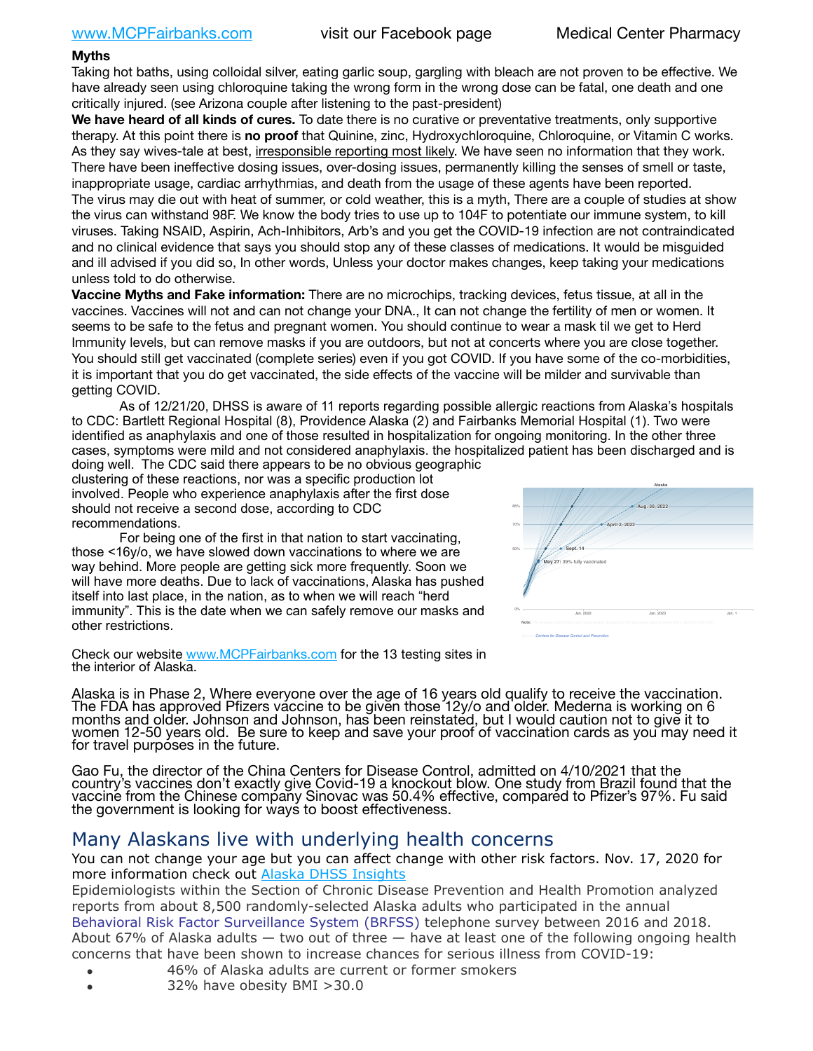**Myths**

Taking hot baths, using colloidal silver, eating garlic soup, gargling with bleach are not proven to be effective. We have already seen using chloroquine taking the wrong form in the wrong dose can be fatal, one death and one critically injured. (see Arizona couple after listening to the past-president)

**We have heard of all kinds of cures.** To date there is no curative or preventative treatments, only supportive therapy. At this point there is **no proof** that Quinine, zinc, Hydroxychloroquine, Chloroquine, or Vitamin C works. As they say wives-tale at best, irresponsible reporting most likely. We have seen no information that they work. There have been ineffective dosing issues, over-dosing issues, permanently killing the senses of smell or taste, inappropriate usage, cardiac arrhythmias, and death from the usage of these agents have been reported. The virus may die out with heat of summer, or cold weather, this is a myth, There are a couple of studies at show the virus can withstand 98F. We know the body tries to use up to 104F to potentiate our immune system, to kill viruses. Taking NSAID, Aspirin, Ach-Inhibitors, Arb's and you get the COVID-19 infection are not contraindicated and no clinical evidence that says you should stop any of these classes of medications. It would be misguided and ill advised if you did so, In other words, Unless your doctor makes changes, keep taking your medications unless told to do otherwise.

**Vaccine Myths and Fake information:** There are no microchips, tracking devices, fetus tissue, at all in the vaccines. Vaccines will not and can not change your DNA., It can not change the fertility of men or women. It seems to be safe to the fetus and pregnant women. You should continue to wear a mask til we get to Herd Immunity levels, but can remove masks if you are outdoors, but not at concerts where you are close together. You should still get vaccinated (complete series) even if you got COVID. If you have some of the co-morbidities, it is important that you do get vaccinated, the side effects of the vaccine will be milder and survivable than getting COVID.

As of 12/21/20, DHSS is aware of 11 reports regarding possible allergic reactions from Alaska's hospitals to CDC: Bartlett Regional Hospital (8), Providence Alaska (2) and Fairbanks Memorial Hospital (1). Two were identified as anaphylaxis and one of those resulted in hospitalization for ongoing monitoring. In the other three cases, symptoms were mild and not considered anaphylaxis. the hospitalized patient has been discharged and is doing well. The CDC said there appears to be no obvious geographic clustering of these reactions, nor was a specific production lot involved. People who experience anaphylaxis after the first dose should not receive a second dose, according to CDC recommendations.

For being one of the first in that nation to start vaccinating, those <16y/o, we have slowed down vaccinations to where we are way behind. More people are getting sick more frequently. Soon we will have more deaths. Due to lack of vaccinations, Alaska has pushed itself into last place, in the nation, as to when we will reach "herd immunity". This is the date when we can safely remove our masks and other restrictions.

Check our website www.MCPFairbanks.com for the 13 testing sites in the interior of Alaska.

Alaska is in Phase 2, Where everyone over the age of 16 years old qualify to receive the vaccination. The FDA has approved Pfizers vaccine to be given those 12y/o and older. Mederna is working on 6 months and older. Johnson and Johnson, has been reinstated, but I would caution not to give it to women 12-50 years old. Be sure to keep and save your proof of vaccination cards as you may need it for travel purposes in the future.

Gao Fu, the director of the China Centers for Disease Control, admitted on 4/10/2021 that the country's vaccines don't exactly give Covid-19 a knockout blow. One study from Brazil found that the vaccine from the Chinese company Sinovac was 50.4% effective, compared to Pfizer's 97%. Fu said the government is looking for ways to boost effectiveness.

## Many Alaskans live with underlying health concerns

You can not change your age but you can affect change with other risk factors. Nov. 17, 2020 for more information check out Alaska DHSS Insights

Epidemiologists within the Section of Chronic Disease Prevention and Health Promotion analyzed reports from about 8,500 randomly-selected Alaska adults who participated in the annual Behavioral Risk Factor Surveillance System (BRFSS) telephone survey between 2016 and 2018. About 67% of Alaska adults — two out of three — have at least one of the following ongoing health concerns that have been shown to increase chances for serious illness from COVID-19:

- 46% of Alaska adults are current or former smokers
- 32% have obesity BMI >30.0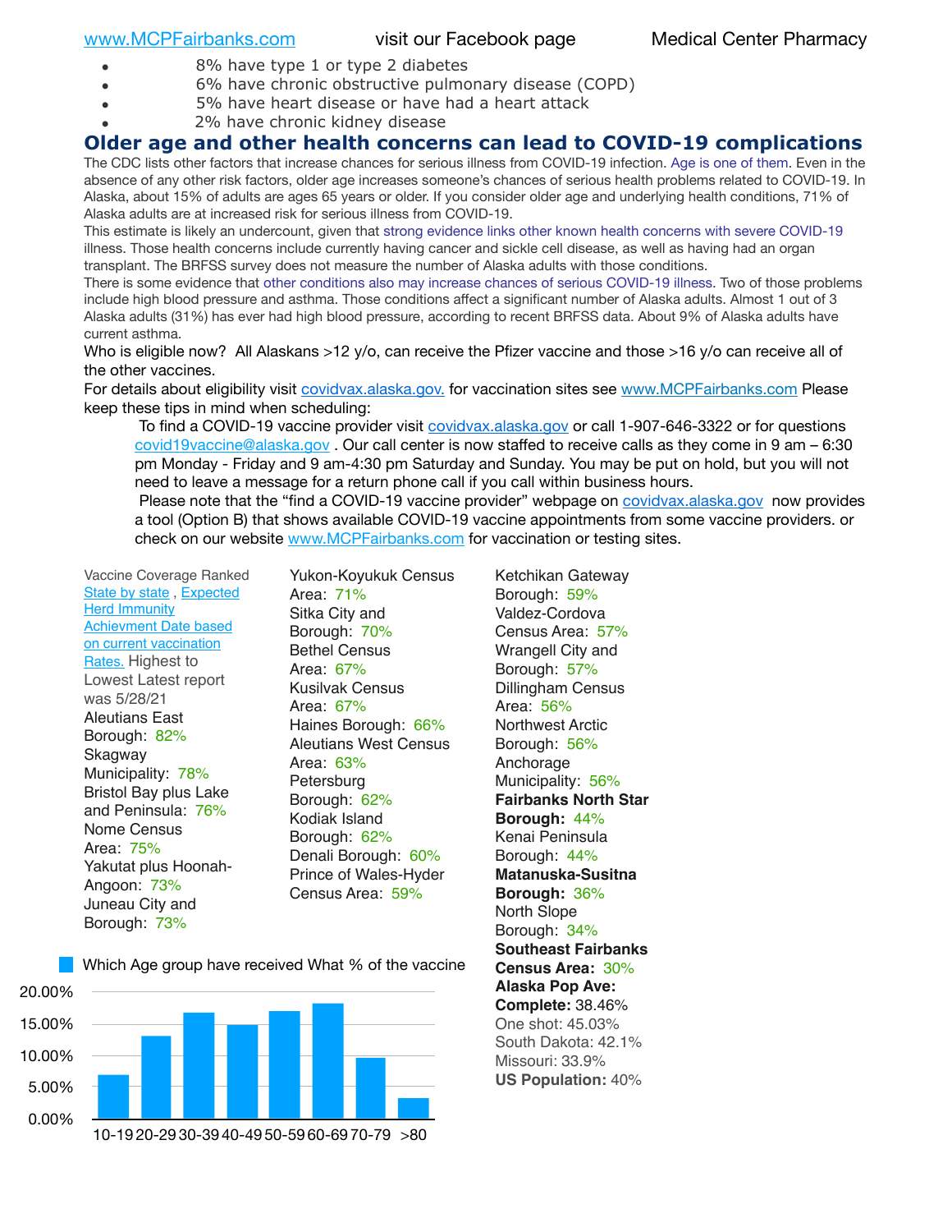- 8% have type 1 or type 2 diabetes
- 6% have chronic obstructive pulmonary disease (COPD)
- 5% have heart disease or have had a heart attack
- 2% have chronic kidney disease

## Older age and other health concerns can lead to COVID-19 complications

The CDC lists other factors that increase chances for serious illness from COVID-19 infection. Age is one of them. Even in the absence of any other risk factors, older age increases someone's chances of serious health problems related to COVID-19. In Alaska, about 15% of adults are ages 65 years or older. If you consider older age and underlying health conditions, 71% of Alaska adults are at increased risk for serious illness from COVID-19.

This estimate is likely an undercount, given that strong evidence links other known health concerns with severe COVID-19 illness. Those health concerns include currently having cancer and sickle cell disease, as well as having had an organ transplant. The BRFSS survey does not measure the number of Alaska adults with those conditions.

There is some evidence that other conditions also may increase chances of serious COVID-19 illness. Two of those problems include high blood pressure and asthma. Those conditions affect a significant number of Alaska adults. Almost 1 out of 3 Alaska adults (31%) has ever had high blood pressure, according to recent BRFSS data. About 9% of Alaska adults have current asthma.

Who is eligible now? All Alaskans >12 y/o, can receive the Pfizer vaccine and those >16 y/o can receive all of the other vaccines.

For details about eligibility visit [covidvax.alaska.gov.](covidvax.alaska.gov) for vaccination sites see [www.MCPFairbanks.com](www.MCPFairbanks.com) Please keep these tips in mind when scheduling:

> To find a COVID-19 vaccine provider visit [covidvax.alaska.gov](covidvax.alaska.gov) or call 1-907-646-3322 or for questions [covid19vaccine@alaska.gov](mailto:covid19vaccine@alaska.gov) . Our call center is now staffed to receive calls as they come in 9 am – 6:30 pm Monday - Friday and 9 am-4:30 pm Saturday and Sunday. You may be put on hold, but you will not need to leave a message for a return phone call if you call within business hours.
>
> Please note that the "find a COVID-19 vaccine provider" webpage on [covidvax.alaska.gov](covidvax.alaska.gov) now provides a tool (Option B) that shows available COVID-19 vaccine appointments from some vaccine providers. or check on our website [www.MCPFairbanks.com](www.MCPFairbanks.com) for vaccination or testing sites.

Vaccine Coverage Ranked State by state , Expected Herd Immunity Achievment Date based on current vaccination Rates. Highest to Lowest Latest report was 5/28/21

Aleutians East Borough: 82%
Skagway Municipality: 78%
Bristol Bay plus Lake and Peninsula: 76%
Nome Census Area: 75%
Yakutat plus Hoonah-Angoon: 73%
Juneau City and Borough: 73%
Yukon-Koyukuk Census Area: 71%
Sitka City and Borough: 70%
Bethel Census Area: 67%
Kusilvak Census Area: 67%
Haines Borough: 66%
Aleutians West Census Area: 63%
Petersburg Borough: 62%
Kodiak Island Borough: 62%
Denali Borough: 60%
Prince of Wales-Hyder Census Area: 59%
Ketchikan Gateway Borough: 59%
Valdez-Cordova Census Area: 57%
Wrangell City and Borough: 57%
Dillingham Census Area: 56%
Northwest Arctic Borough: 56%
Anchorage Municipality: 56%
**Fairbanks North Star Borough:** 44%
Kenai Peninsula Borough: 44%
**Matanuska-Susitna Borough:** 36%
North Slope Borough: 34%
**Southeast Fairbanks Census Area:** 30%
**Alaska Pop Ave: Complete:** 38.46%
One shot: 45.03%
South Dakota: 42.1%
Missouri: 33.9%
**US Population:** 40%

Which Age group have received What % of the vaccine

20.00%
15.00%
10.00%
5.00%
0.00%

10-19 20-29 30-39 40-49 50-59 60-69 70-79 >80